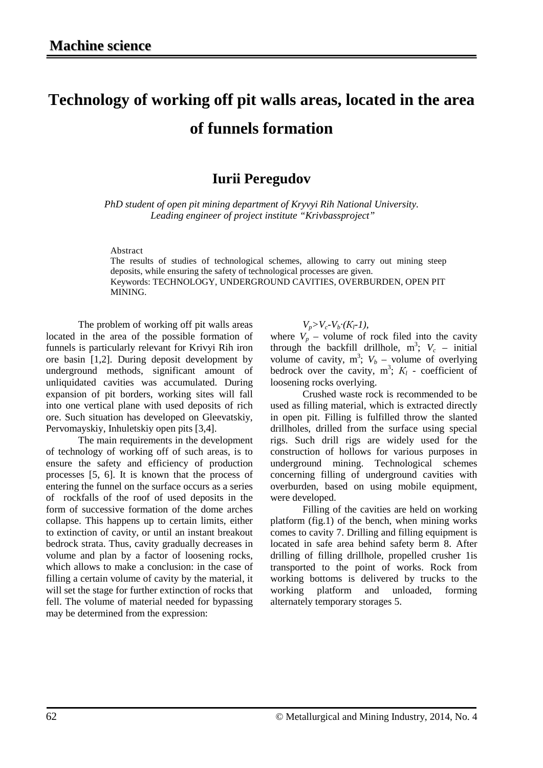**Machine science**

# Technology of working off pit walls areas, located in the area of funnels formation

## Iurii Peregudov

*PhD student of open pit mining department of Kryvyi Rih National University.*
*Leading engineer of project institute "Krivbassproject"*

Abstract

The results of studies of technological schemes, allowing to carry out mining steep deposits, while ensuring the safety of technological processes are given.

Keywords: TECHNOLOGY, UNDERGROUND CAVITIES, OVERBURDEN, OPEN PIT MINING.

The problem of working off pit walls areas located in the area of the possible formation of funnels is particularly relevant for Krivyi Rih iron ore basin [1,2]. During deposit development by underground methods, significant amount of unliquidated cavities was accumulated. During expansion of pit borders, working sites will fall into one vertical plane with used deposits of rich ore. Such situation has developed on Gleevatskiy, Pervomayskiy, Inhuletskiy open pits [3,4].

The main requirements in the development of technology of working off of such areas, is to ensure the safety and efficiency of production processes [5, 6]. It is known that the process of entering the funnel on the surface occurs as a series of rockfalls of the roof of used deposits in the form of successive formation of the dome arches collapse. This happens up to certain limits, either to extinction of cavity, or until an instant breakout bedrock strata. Thus, cavity gradually decreases in volume and plan by a factor of loosening rocks, which allows to make a conclusion: in the case of filling a certain volume of cavity by the material, it will set the stage for further extinction of rocks that fell. The volume of material needed for bypassing may be determined from the expression:

$$V_p > V_c - V_b \cdot (K_l - 1),$$

where $V_p$ – volume of rock filed into the cavity through the backfill drillhole, m$^3$; $V_c$ – initial volume of cavity, m$^3$; $V_b$ – volume of overlying bedrock over the cavity, m$^3$; $K_l$ - coefficient of loosening rocks overlying.

Crushed waste rock is recommended to be used as filling material, which is extracted directly in open pit. Filling is fulfilled throw the slanted drillholes, drilled from the surface using special rigs. Such drill rigs are widely used for the construction of hollows for various purposes in underground mining. Technological schemes concerning filling of underground cavities with overburden, based on using mobile equipment, were developed.

Filling of the cavities are held on working platform (fig.1) of the bench, when mining works comes to cavity 7. Drilling and filling equipment is located in safe area behind safety berm 8. After drilling of filling drillhole, propelled crusher 1is transported to the point of works. Rock from working bottoms is delivered by trucks to the working platform and unloaded, forming alternately temporary storages 5.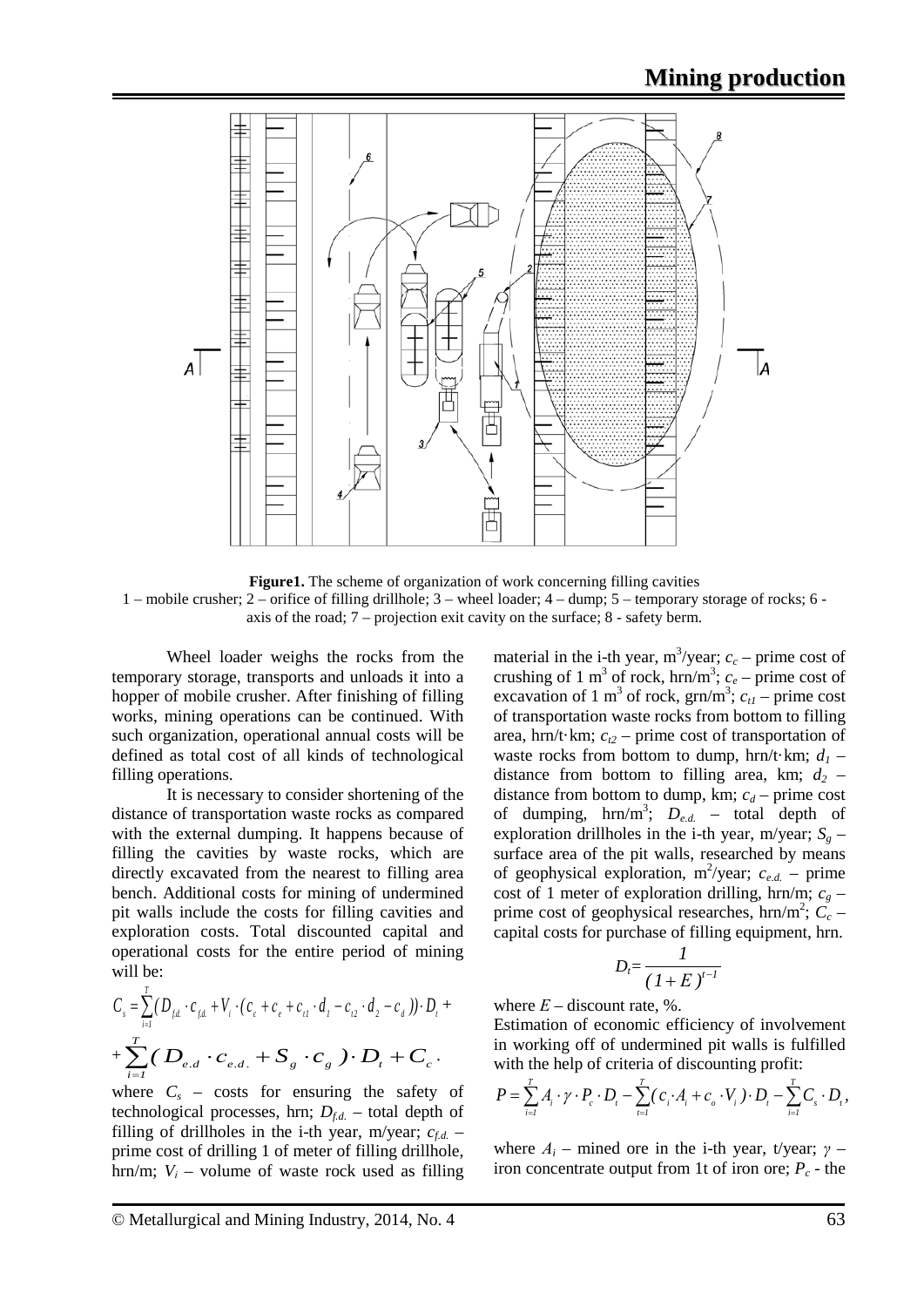**Figure1.** The scheme of organization of work concerning filling cavities
1 – mobile crusher; 2 – orifice of filling drillhole; 3 – wheel loader; 4 – dump; 5 – temporary storage of rocks; 6 - axis of the road; 7 – projection exit cavity on the surface; 8 - safety berm.

Wheel loader weighs the rocks from the temporary storage, transports and unloads it into a hopper of mobile crusher. After finishing of filling works, mining operations can be continued. With such organization, operational annual costs will be defined as total cost of all kinds of technological filling operations.

It is necessary to consider shortening of the distance of transportation waste rocks as compared with the external dumping. It happens because of filling the cavities by waste rocks, which are directly excavated from the nearest to filling area bench. Additional costs for mining of undermined pit walls include the costs for filling cavities and exploration costs. Total discounted capital and operational costs for the entire period of mining will be:

$$C_s = \sum_{i=1}^{T} (D_{f.d.} \cdot c_{f.d.} + V_i \cdot (c_c + c_e + c_{t1} \cdot d_1 - c_{t2} \cdot d_2 - c_d)) \cdot D_t +$$
$$+ \sum_{i=1}^{T} (D_{e.d} \cdot c_{e.d.} + S_g \cdot c_g) \cdot D_t + C_c .$$

where $C_s$ – costs for ensuring the safety of technological processes, hrn; $D_{f.d.}$ – total depth of filling of drillholes in the i-th year, m/year; $c_{f.d.}$ – prime cost of drilling 1 of meter of filling drillhole, hrn/m; $V_i$ – volume of waste rock used as filling material in the i-th year, m$^3$/year; $c_c$ – prime cost of crushing of 1 m$^3$ of rock, hrn/m$^3$; $c_e$ – prime cost of excavation of 1 m$^3$ of rock, grn/m$^3$; $c_{t1}$ – prime cost of transportation waste rocks from bottom to filling area, hrn/t·km; $c_{t2}$ – prime cost of transportation of waste rocks from bottom to dump, hrn/t·km; $d_1$ – distance from bottom to filling area, km; $d_2$ – distance from bottom to dump, km; $c_d$ – prime cost of dumping, hrn/m$^3$; $D_{e.d.}$ – total depth of exploration drillholes in the i-th year, m/year; $S_g$ – surface area of the pit walls, researched by means of geophysical exploration, m$^2$/year; $c_{e.d.}$ – prime cost of 1 meter of exploration drilling, hrn/m; $c_g$ – prime cost of geophysical researches, hrn/m$^2$; $C_c$ – capital costs for purchase of filling equipment, hrn.

$$D_t = \frac{1}{(1+E)^{t-1}}$$

where $E$ – discount rate, %.

Estimation of economic efficiency of involvement in working off of undermined pit walls is fulfilled with the help of criteria of discounting profit:

$$P = \sum_{i=1}^{T} A_i \cdot \gamma \cdot P_c \cdot D_t - \sum_{t=1}^{T} (c_i \cdot A_i + c_o \cdot V_i) \cdot D_t - \sum_{i=1}^{T} C_s \cdot D_t ,$$

where $A_i$ – mined ore in the i-th year, t/year; $\gamma$ – iron concentrate output from 1t of iron ore; $P_c$ - the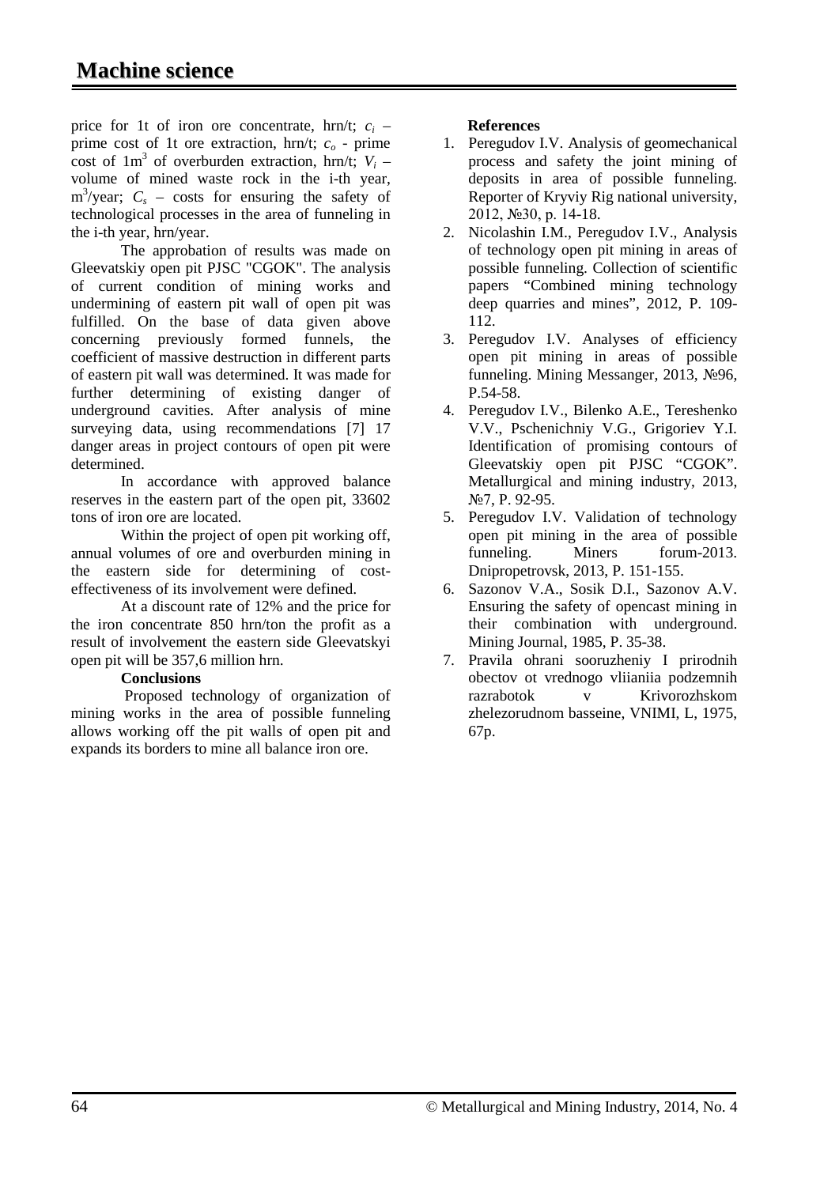price for 1t of iron ore concentrate, hrn/t; $c_i$ – prime cost of 1t ore extraction, hrn/t; $c_o$ - prime cost of 1m$^3$ of overburden extraction, hrn/t; $V_i$ – volume of mined waste rock in the i-th year, m$^3$/year; $C_s$ – costs for ensuring the safety of technological processes in the area of funneling in the i-th year, hrn/year.

The approbation of results was made on Gleevatskiy open pit PJSC "CGOK". The analysis of current condition of mining works and undermining of eastern pit wall of open pit was fulfilled. On the base of data given above concerning previously formed funnels, the coefficient of massive destruction in different parts of eastern pit wall was determined. It was made for further determining of existing danger of underground cavities. After analysis of mine surveying data, using recommendations [7] 17 danger areas in project contours of open pit were determined.

In accordance with approved balance reserves in the eastern part of the open pit, 33602 tons of iron ore are located.

Within the project of open pit working off, annual volumes of ore and overburden mining in the eastern side for determining of cost-effectiveness of its involvement were defined.

At a discount rate of 12% and the price for the iron concentrate 850 hrn/ton the profit as a result of involvement the eastern side Gleevatskyi open pit will be 357,6 million hrn.

## Conclusions

Proposed technology of organization of mining works in the area of possible funneling allows working off the pit walls of open pit and expands its borders to mine all balance iron ore.

## References

1. Peregudov I.V. Analysis of geomechanical process and safety the joint mining of deposits in area of possible funneling. Reporter of Kryviy Rig national university, 2012, №30, p. 14-18.
2. Nicolashin I.M., Peregudov I.V., Analysis of technology open pit mining in areas of possible funneling. Collection of scientific papers "Combined mining technology deep quarries and mines", 2012, P. 109-112.
3. Peregudov I.V. Analyses of efficiency open pit mining in areas of possible funneling. Mining Messanger, 2013, №96, P.54-58.
4. Peregudov I.V., Bilenko A.E., Tereshenko V.V., Pschenichniy V.G., Grigoriev Y.I. Identification of promising contours of Gleevatskiy open pit PJSC "CGOK". Metallurgical and mining industry, 2013, №7, P. 92-95.
5. Peregudov I.V. Validation of technology open pit mining in the area of possible funneling. Miners forum-2013. Dnipropetrovsk, 2013, P. 151-155.
6. Sazonov V.A., Sosik D.I., Sazonov A.V. Ensuring the safety of opencast mining in their combination with underground. Mining Journal, 1985, P. 35-38.
7. Pravila ohrani sooruzheniy I prirodnih obectov ot vrednogo vliianiia podzemnih razrabotok v Krivorozhskom zhelezorudnom basseine, VNIMI, L, 1975, 67p.